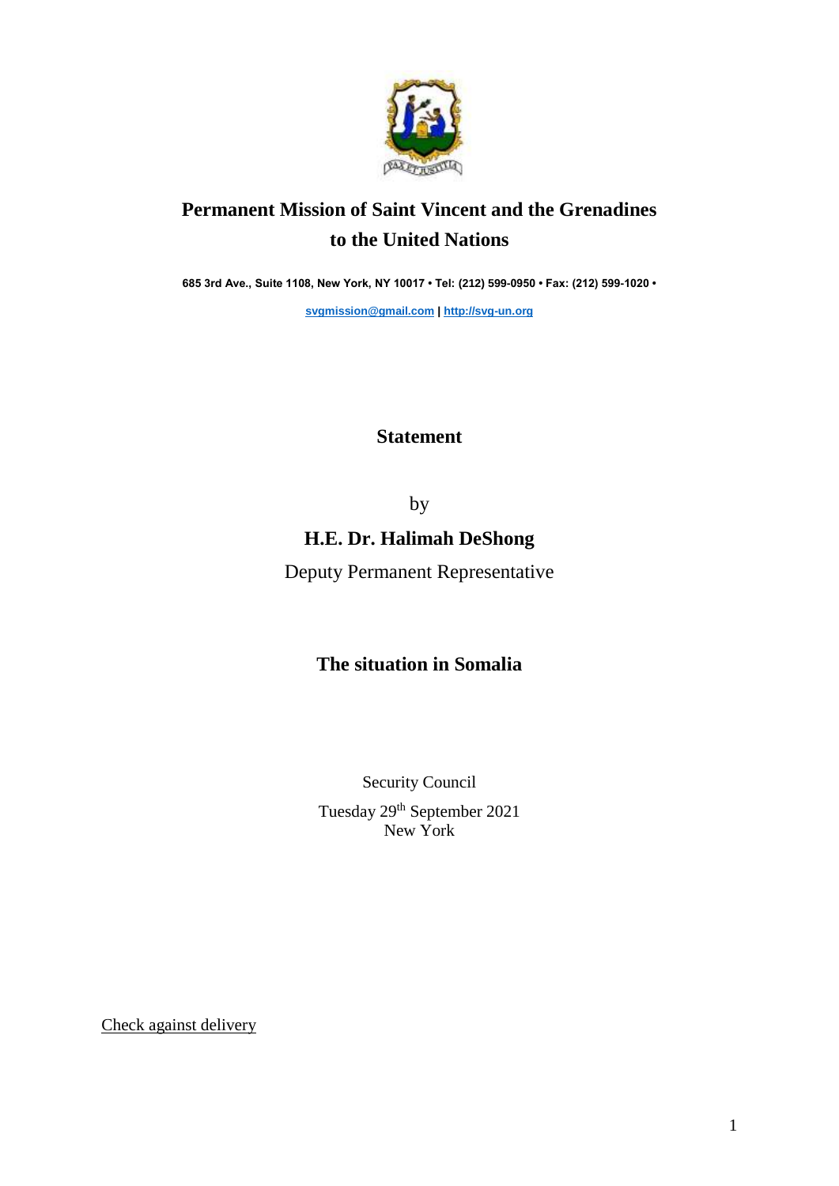# Permanent Mission of Saint Vincent and the Grenadines to the United Nations

**685 3rd Ave., Suite 1108, New York, NY 10017 • Tel: (212) 599-0950 • Fax: (212) 599-1020 •**

[svgmission@gmail.com](mailto:svgmission@gmail.com) | [http://svg-un.org](http://svg-un.org)

## Statement

by

### H.E. Dr. Halimah DeShong

Deputy Permanent Representative

## The situation in Somalia

Security Council

Tuesday 29th September 2021

New York

Check against delivery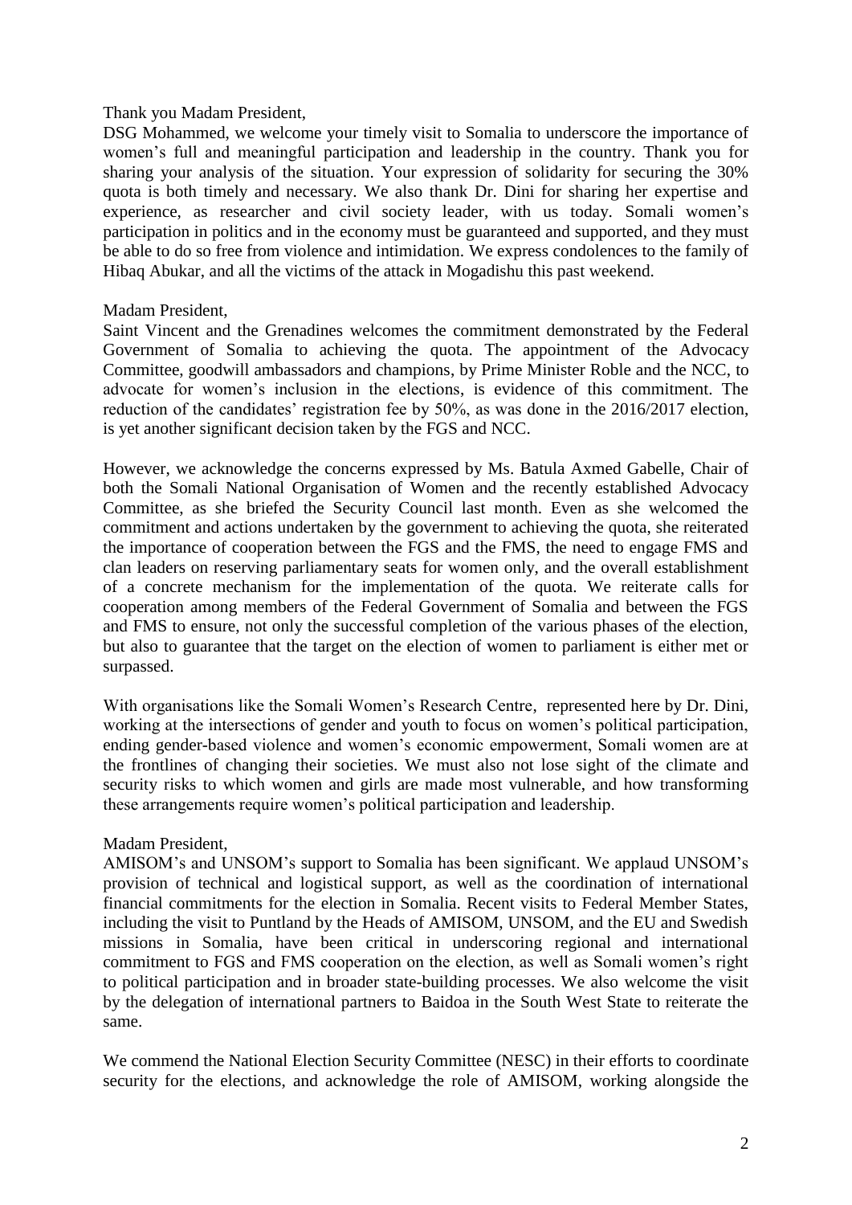Thank you Madam President,

DSG Mohammed, we welcome your timely visit to Somalia to underscore the importance of women's full and meaningful participation and leadership in the country. Thank you for sharing your analysis of the situation. Your expression of solidarity for securing the 30% quota is both timely and necessary. We also thank Dr. Dini for sharing her expertise and experience, as researcher and civil society leader, with us today. Somali women's participation in politics and in the economy must be guaranteed and supported, and they must be able to do so free from violence and intimidation. We express condolences to the family of Hibaq Abukar, and all the victims of the attack in Mogadishu this past weekend.

Madam President,

Saint Vincent and the Grenadines welcomes the commitment demonstrated by the Federal Government of Somalia to achieving the quota. The appointment of the Advocacy Committee, goodwill ambassadors and champions, by Prime Minister Roble and the NCC, to advocate for women's inclusion in the elections, is evidence of this commitment. The reduction of the candidates' registration fee by 50%, as was done in the 2016/2017 election, is yet another significant decision taken by the FGS and NCC.

However, we acknowledge the concerns expressed by Ms. Batula Axmed Gabelle, Chair of both the Somali National Organisation of Women and the recently established Advocacy Committee, as she briefed the Security Council last month. Even as she welcomed the commitment and actions undertaken by the government to achieving the quota, she reiterated the importance of cooperation between the FGS and the FMS, the need to engage FMS and clan leaders on reserving parliamentary seats for women only, and the overall establishment of a concrete mechanism for the implementation of the quota. We reiterate calls for cooperation among members of the Federal Government of Somalia and between the FGS and FMS to ensure, not only the successful completion of the various phases of the election, but also to guarantee that the target on the election of women to parliament is either met or surpassed.

With organisations like the Somali Women's Research Centre, represented here by Dr. Dini, working at the intersections of gender and youth to focus on women's political participation, ending gender-based violence and women's economic empowerment, Somali women are at the frontlines of changing their societies. We must also not lose sight of the climate and security risks to which women and girls are made most vulnerable, and how transforming these arrangements require women's political participation and leadership.

Madam President,

AMISOM's and UNSOM's support to Somalia has been significant. We applaud UNSOM's provision of technical and logistical support, as well as the coordination of international financial commitments for the election in Somalia. Recent visits to Federal Member States, including the visit to Puntland by the Heads of AMISOM, UNSOM, and the EU and Swedish missions in Somalia, have been critical in underscoring regional and international commitment to FGS and FMS cooperation on the election, as well as Somali women's right to political participation and in broader state-building processes. We also welcome the visit by the delegation of international partners to Baidoa in the South West State to reiterate the same.

We commend the National Election Security Committee (NESC) in their efforts to coordinate security for the elections, and acknowledge the role of AMISOM, working alongside the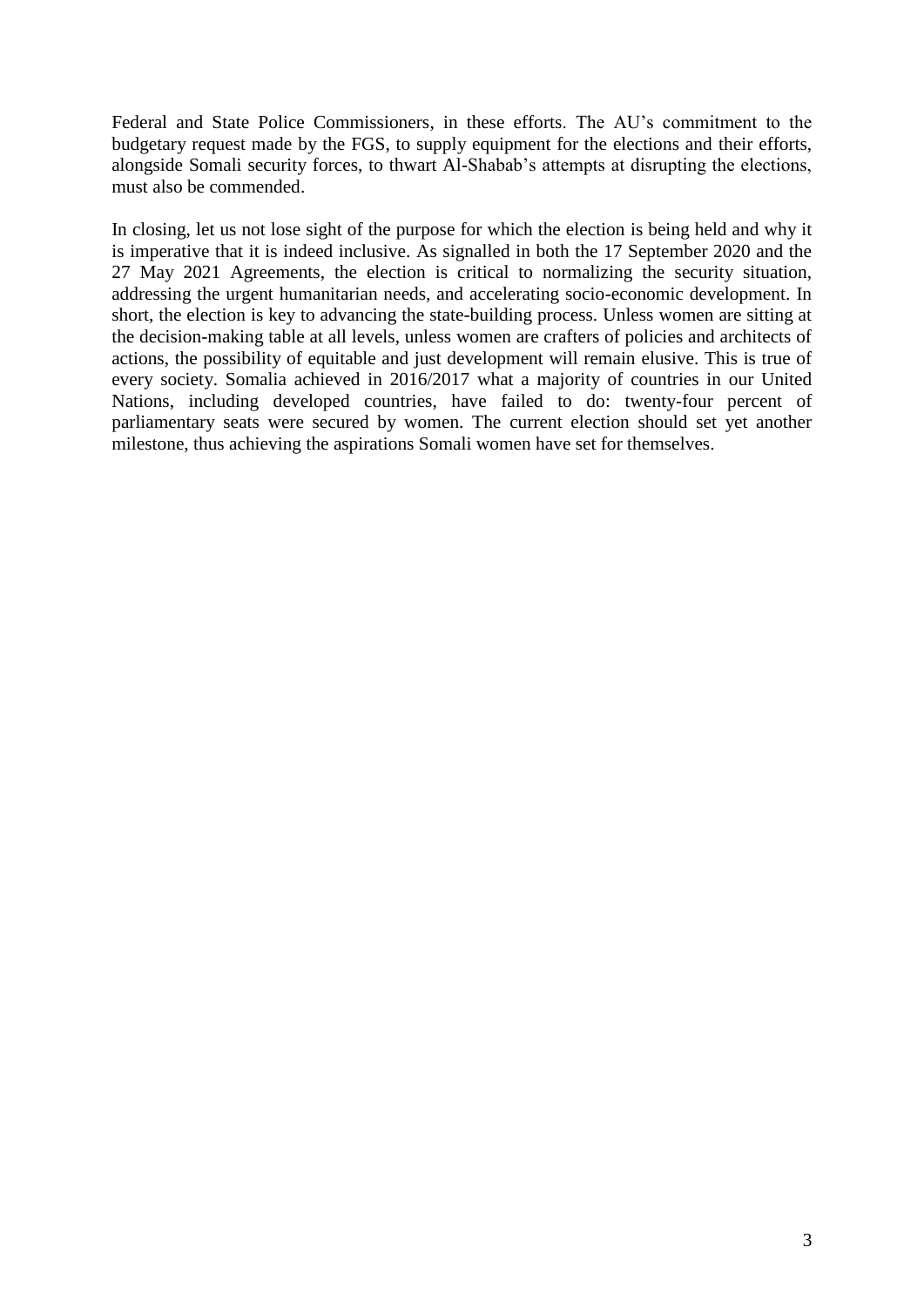Federal and State Police Commissioners, in these efforts. The AU's commitment to the budgetary request made by the FGS, to supply equipment for the elections and their efforts, alongside Somali security forces, to thwart Al-Shabab's attempts at disrupting the elections, must also be commended.

In closing, let us not lose sight of the purpose for which the election is being held and why it is imperative that it is indeed inclusive. As signalled in both the 17 September 2020 and the 27 May 2021 Agreements, the election is critical to normalizing the security situation, addressing the urgent humanitarian needs, and accelerating socio-economic development. In short, the election is key to advancing the state-building process. Unless women are sitting at the decision-making table at all levels, unless women are crafters of policies and architects of actions, the possibility of equitable and just development will remain elusive. This is true of every society. Somalia achieved in 2016/2017 what a majority of countries in our United Nations, including developed countries, have failed to do: twenty-four percent of parliamentary seats were secured by women. The current election should set yet another milestone, thus achieving the aspirations Somali women have set for themselves.